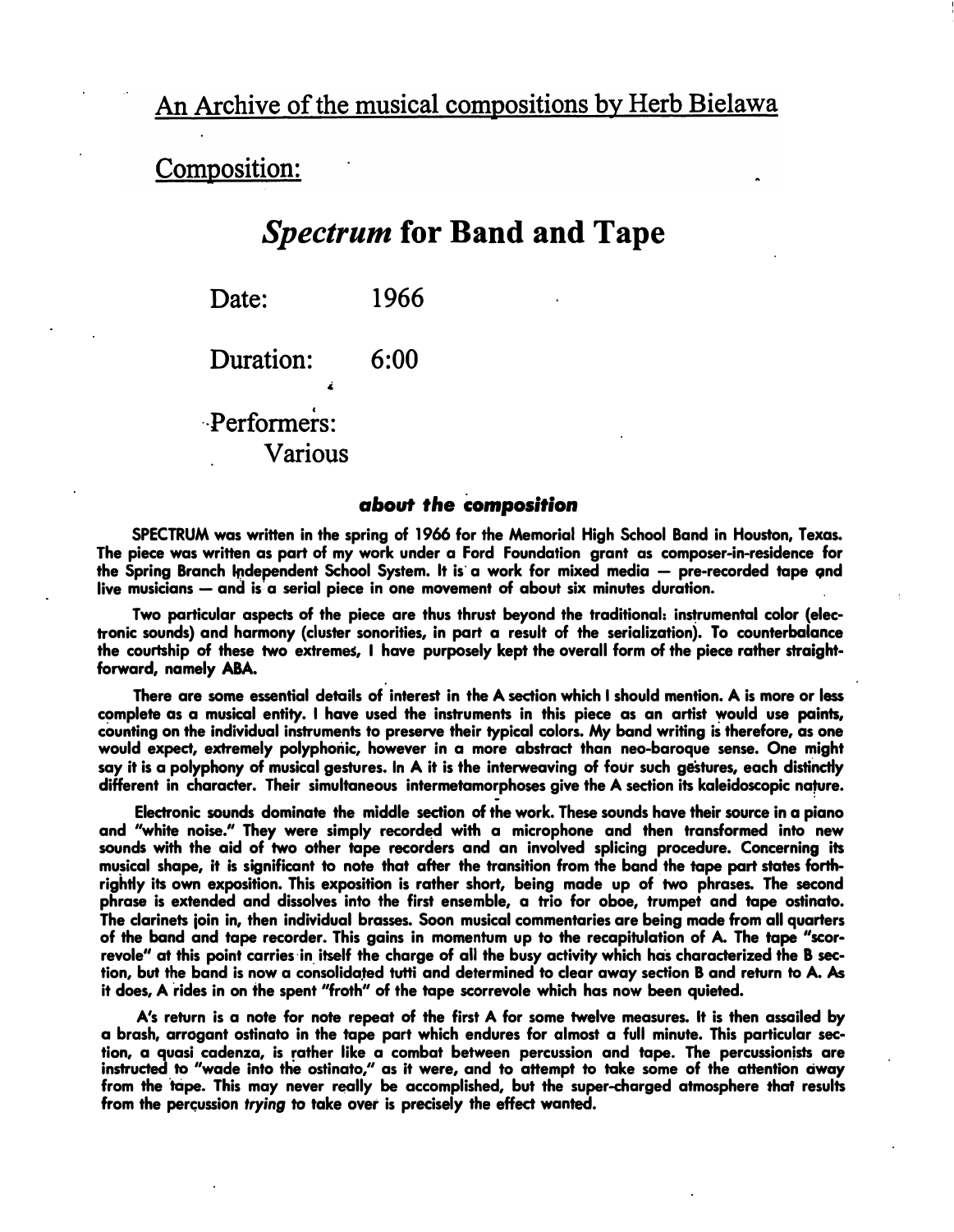An Archive of the musical compositions by Herb Bielawa

Composition:

# *Spectrum* for Band and Tape

Date: 1966

Duration: 6:00

Performers:
Various

### *about the composition*

SPECTRUM was written in the spring of 1966 for the Memorial High School Band in Houston, Texas. The piece was written as part of my work under a Ford Foundation grant as composer-in-residence for the Spring Branch Independent School System. It is a work for mixed media — pre-recorded tape and live musicians — and is a serial piece in one movement of about six minutes duration.

Two particular aspects of the piece are thus thrust beyond the traditional: instrumental color (electronic sounds) and harmony (cluster sonorities, in part a result of the serialization). To counterbalance the courtship of these two extremes, I have purposely kept the overall form of the piece rather straightforward, namely ABA.

There are some essential details of interest in the A section which I should mention. A is more or less complete as a musical entity. I have used the instruments in this piece as an artist would use paints, counting on the individual instruments to preserve their typical colors. My band writing is therefore, as one would expect, extremely polyphonic, however in a more abstract than neo-baroque sense. One might say it is a polyphony of musical gestures. In A it is the interweaving of four such gestures, each distinctly different in character. Their simultaneous intermetamorphoses give the A section its kaleidoscopic nature.

Electronic sounds dominate the middle section of the work. These sounds have their source in a piano and "white noise." They were simply recorded with a microphone and then transformed into new sounds with the aid of two other tape recorders and an involved splicing procedure. Concerning its musical shape, it is significant to note that after the transition from the band the tape part states forthrightly its own exposition. This exposition is rather short, being made up of two phrases. The second phrase is extended and dissolves into the first ensemble, a trio for oboe, trumpet and tape ostinato. The clarinets join in, then individual brasses. Soon musical commentaries are being made from all quarters of the band and tape recorder. This gains in momentum up to the recapitulation of A. The tape "scorrevole" at this point carries in itself the charge of all the busy activity which has characterized the B section, but the band is now a consolidated tutti and determined to clear away section B and return to A. As it does, A rides in on the spent "froth" of the tape scorrevole which has now been quieted.

A's return is a note for note repeat of the first A for some twelve measures. It is then assailed by a brash, arrogant ostinato in the tape part which endures for almost a full minute. This particular section, a quasi cadenza, is rather like a combat between percussion and tape. The percussionists are instructed to "wade into the ostinato," as it were, and to attempt to take some of the attention away from the tape. This may never really be accomplished, but the super-charged atmosphere that results from the percussion *trying* to take over is precisely the effect wanted.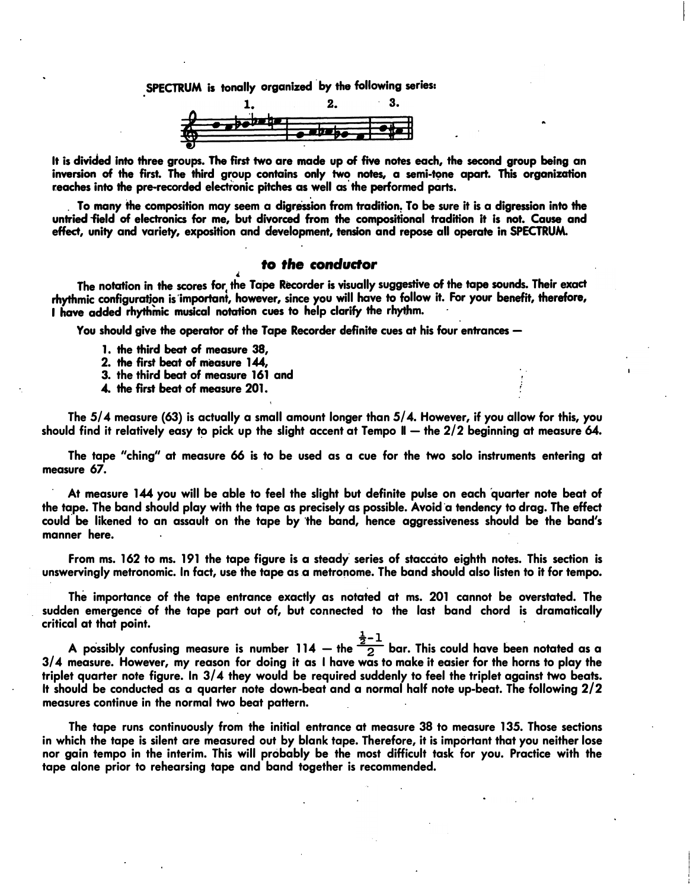SPECTRUM is tonally organized by the following series:

1. 2. 3.

It is divided into three groups. The first two are made up of five notes each, the second group being an inversion of the first. The third group contains only two notes, a semi-tone apart. This organization reaches into the pre-recorded electronic pitches as well as the performed parts.

To many the composition may seem a digression from tradition. To be sure it is a digression into the untried field of electronics for me, but divorced from the compositional tradition it is not. Cause and effect, unity and variety, exposition and development, tension and repose all operate in SPECTRUM.

## *to the conductor*

The notation in the scores for the Tape Recorder is visually suggestive of the tape sounds. Their exact rhythmic configuration is important, however, since you will have to follow it. For your benefit, therefore, I have added rhythmic musical notation cues to help clarify the rhythm.

You should give the operator of the Tape Recorder definite cues at his four entrances —

1. the third beat of measure 38,
2. the first beat of measure 144,
3. the third beat of measure 161 and
4. the first beat of measure 201.

The 5/4 measure (63) is actually a small amount longer than 5/4. However, if you allow for this, you should find it relatively easy to pick up the slight accent at Tempo II — the 2/2 beginning at measure 64.

The tape "ching" at measure 66 is to be used as a cue for the two solo instruments entering at measure 67.

At measure 144 you will be able to feel the slight but definite pulse on each quarter note beat of the tape. The band should play with the tape as precisely as possible. Avoid a tendency to drag. The effect could be likened to an assault on the tape by the band, hence aggressiveness should be the band's manner here.

From ms. 162 to ms. 191 the tape figure is a steady series of staccato eighth notes. This section is unswervingly metronomic. In fact, use the tape as a metronome. The band should also listen to it for tempo.

The importance of the tape entrance exactly as notated at ms. 201 cannot be overstated. The sudden emergence of the tape part out of, but connected to the last band chord is dramatically critical at that point.

A possibly confusing measure is number 114 — the $\frac{\frac{1}{2}-1}{2}$ bar. This could have been notated as a 3/4 measure. However, my reason for doing it as I have was to make it easier for the horns to play the triplet quarter note figure. In 3/4 they would be required suddenly to feel the triplet against two beats. It should be conducted as a quarter note down-beat and a normal half note up-beat. The following 2/2 measures continue in the normal two beat pattern.

The tape runs continuously from the initial entrance at measure 38 to measure 135. Those sections in which the tape is silent are measured out by blank tape. Therefore, it is important that you neither lose nor gain tempo in the interim. This will probably be the most difficult task for you. Practice with the tape alone prior to rehearsing tape and band together is recommended.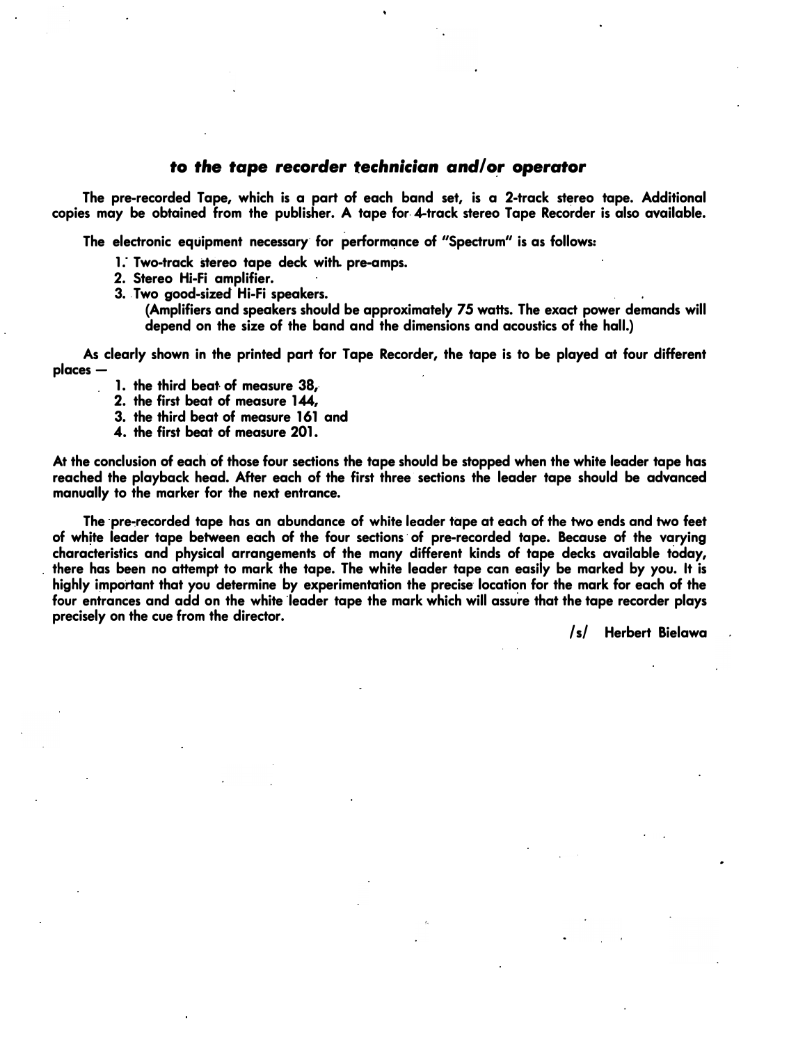## *to the tape recorder technician and/or operator*

**The pre-recorded Tape, which is a part of each band set, is a 2-track stereo tape. Additional copies may be obtained from the publisher. A tape for 4-track stereo Tape Recorder is also available.**

**The electronic equipment necessary for performance of "Spectrum" is as follows:**

1. **Two-track stereo tape deck with pre-amps.**
2. **Stereo Hi-Fi amplifier.**
3. **Two good-sized Hi-Fi speakers.**
   **(Amplifiers and speakers should be approximately 75 watts. The exact power demands will depend on the size of the band and the dimensions and acoustics of the hall.)**

**As clearly shown in the printed part for Tape Recorder, the tape is to be played at four different places —**

1. **the third beat of measure 38,**
2. **the first beat of measure 144,**
3. **the third beat of measure 161 and**
4. **the first beat of measure 201.**

**At the conclusion of each of those four sections the tape should be stopped when the white leader tape has reached the playback head. After each of the first three sections the leader tape should be advanced manually to the marker for the next entrance.**

**The pre-recorded tape has an abundance of white leader tape at each of the two ends and two feet of white leader tape between each of the four sections of pre-recorded tape. Because of the varying characteristics and physical arrangements of the many different kinds of tape decks available today, there has been no attempt to mark the tape. The white leader tape can easily be marked by you. It is highly important that you determine by experimentation the precise location for the mark for each of the four entrances and add on the white leader tape the mark which will assure that the tape recorder plays precisely on the cue from the director.**

**/s/ Herbert Bielawa**